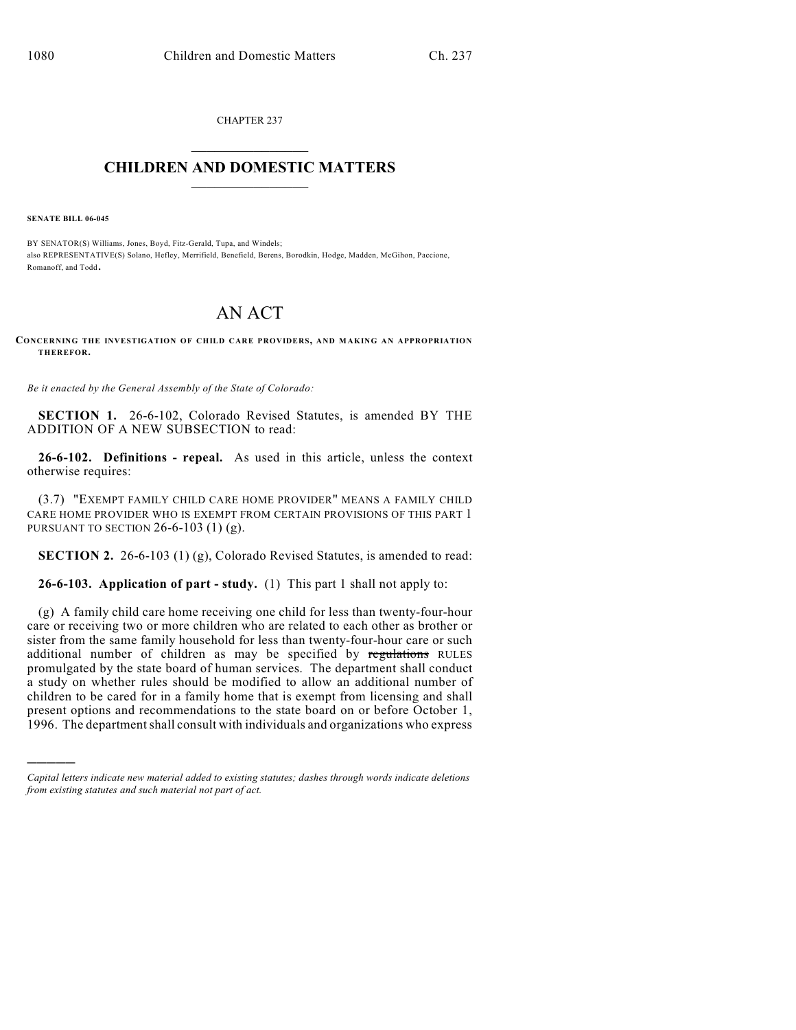CHAPTER 237

## CHILDREN AND DOMESTIC MATTERS

**SENATE BILL 06-045**

BY SENATOR(S) Williams, Jones, Boyd, Fitz-Gerald, Tupa, and Windels;
also REPRESENTATIVE(S) Solano, Hefley, Merrifield, Benefield, Berens, Borodkin, Hodge, Madden, McGihon, Paccione, Romanoff, and Todd.

# AN ACT

**CONCERNING THE INVESTIGATION OF CHILD CARE PROVIDERS, AND MAKING AN APPROPRIATION THEREFOR.**

*Be it enacted by the General Assembly of the State of Colorado:*

**SECTION 1.** 26-6-102, Colorado Revised Statutes, is amended BY THE ADDITION OF A NEW SUBSECTION to read:

**26-6-102. Definitions - repeal.** As used in this article, unless the context otherwise requires:

(3.7) "EXEMPT FAMILY CHILD CARE HOME PROVIDER" MEANS A FAMILY CHILD CARE HOME PROVIDER WHO IS EXEMPT FROM CERTAIN PROVISIONS OF THIS PART 1 PURSUANT TO SECTION 26-6-103 (1) (g).

**SECTION 2.** 26-6-103 (1) (g), Colorado Revised Statutes, is amended to read:

**26-6-103. Application of part - study.** (1) This part 1 shall not apply to:

(g) A family child care home receiving one child for less than twenty-four-hour care or receiving two or more children who are related to each other as brother or sister from the same family household for less than twenty-four-hour care or such additional number of children as may be specified by ~~regulations~~ RULES promulgated by the state board of human services. The department shall conduct a study on whether rules should be modified to allow an additional number of children to be cared for in a family home that is exempt from licensing and shall present options and recommendations to the state board on or before October 1, 1996. The department shall consult with individuals and organizations who express

*Capital letters indicate new material added to existing statutes; dashes through words indicate deletions from existing statutes and such material not part of act.*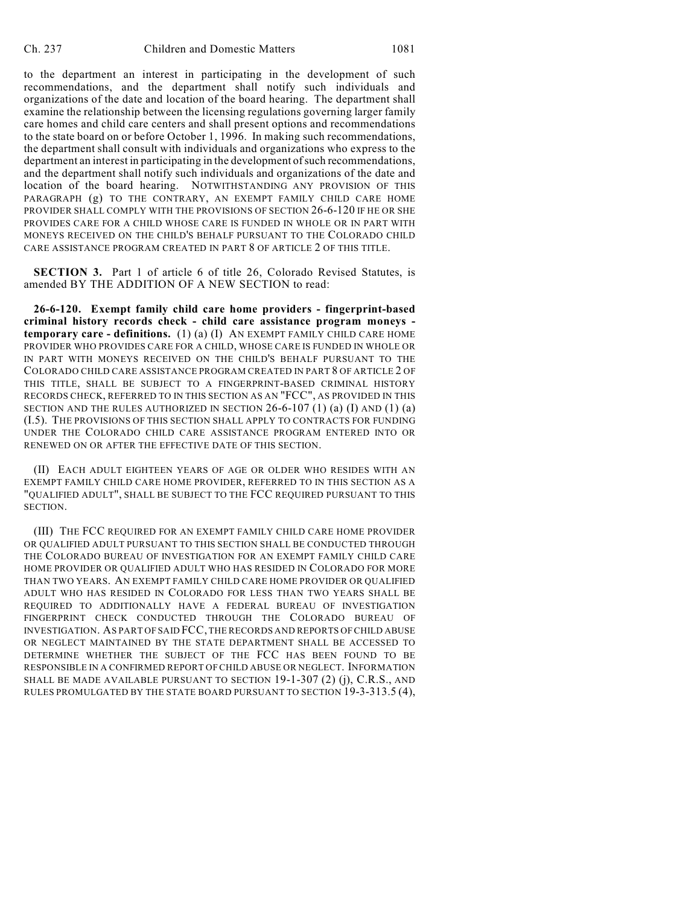to the department an interest in participating in the development of such recommendations, and the department shall notify such individuals and organizations of the date and location of the board hearing. The department shall examine the relationship between the licensing regulations governing larger family care homes and child care centers and shall present options and recommendations to the state board on or before October 1, 1996. In making such recommendations, the department shall consult with individuals and organizations who express to the department an interest in participating in the development of such recommendations, and the department shall notify such individuals and organizations of the date and location of the board hearing. NOTWITHSTANDING ANY PROVISION OF THIS PARAGRAPH (g) TO THE CONTRARY, AN EXEMPT FAMILY CHILD CARE HOME PROVIDER SHALL COMPLY WITH THE PROVISIONS OF SECTION 26-6-120 IF HE OR SHE PROVIDES CARE FOR A CHILD WHOSE CARE IS FUNDED IN WHOLE OR IN PART WITH MONEYS RECEIVED ON THE CHILD'S BEHALF PURSUANT TO THE COLORADO CHILD CARE ASSISTANCE PROGRAM CREATED IN PART 8 OF ARTICLE 2 OF THIS TITLE.

**SECTION 3.** Part 1 of article 6 of title 26, Colorado Revised Statutes, is amended BY THE ADDITION OF A NEW SECTION to read:

**26-6-120. Exempt family child care home providers - fingerprint-based criminal history records check - child care assistance program moneys - temporary care - definitions.** (1) (a) (I) AN EXEMPT FAMILY CHILD CARE HOME PROVIDER WHO PROVIDES CARE FOR A CHILD, WHOSE CARE IS FUNDED IN WHOLE OR IN PART WITH MONEYS RECEIVED ON THE CHILD'S BEHALF PURSUANT TO THE COLORADO CHILD CARE ASSISTANCE PROGRAM CREATED IN PART 8 OF ARTICLE 2 OF THIS TITLE, SHALL BE SUBJECT TO A FINGERPRINT-BASED CRIMINAL HISTORY RECORDS CHECK, REFERRED TO IN THIS SECTION AS AN "FCC", AS PROVIDED IN THIS SECTION AND THE RULES AUTHORIZED IN SECTION 26-6-107 (1) (a) (I) AND (1) (a) (I.5). THE PROVISIONS OF THIS SECTION SHALL APPLY TO CONTRACTS FOR FUNDING UNDER THE COLORADO CHILD CARE ASSISTANCE PROGRAM ENTERED INTO OR RENEWED ON OR AFTER THE EFFECTIVE DATE OF THIS SECTION.

(II) EACH ADULT EIGHTEEN YEARS OF AGE OR OLDER WHO RESIDES WITH AN EXEMPT FAMILY CHILD CARE HOME PROVIDER, REFERRED TO IN THIS SECTION AS A "QUALIFIED ADULT", SHALL BE SUBJECT TO THE FCC REQUIRED PURSUANT TO THIS SECTION.

(III) THE FCC REQUIRED FOR AN EXEMPT FAMILY CHILD CARE HOME PROVIDER OR QUALIFIED ADULT PURSUANT TO THIS SECTION SHALL BE CONDUCTED THROUGH THE COLORADO BUREAU OF INVESTIGATION FOR AN EXEMPT FAMILY CHILD CARE HOME PROVIDER OR QUALIFIED ADULT WHO HAS RESIDED IN COLORADO FOR MORE THAN TWO YEARS. AN EXEMPT FAMILY CHILD CARE HOME PROVIDER OR QUALIFIED ADULT WHO HAS RESIDED IN COLORADO FOR LESS THAN TWO YEARS SHALL BE REQUIRED TO ADDITIONALLY HAVE A FEDERAL BUREAU OF INVESTIGATION FINGERPRINT CHECK CONDUCTED THROUGH THE COLORADO BUREAU OF INVESTIGATION. AS PART OF SAID FCC, THE RECORDS AND REPORTS OF CHILD ABUSE OR NEGLECT MAINTAINED BY THE STATE DEPARTMENT SHALL BE ACCESSED TO DETERMINE WHETHER THE SUBJECT OF THE FCC HAS BEEN FOUND TO BE RESPONSIBLE IN A CONFIRMED REPORT OF CHILD ABUSE OR NEGLECT. INFORMATION SHALL BE MADE AVAILABLE PURSUANT TO SECTION 19-1-307 (2) (j), C.R.S., AND RULES PROMULGATED BY THE STATE BOARD PURSUANT TO SECTION 19-3-313.5 (4),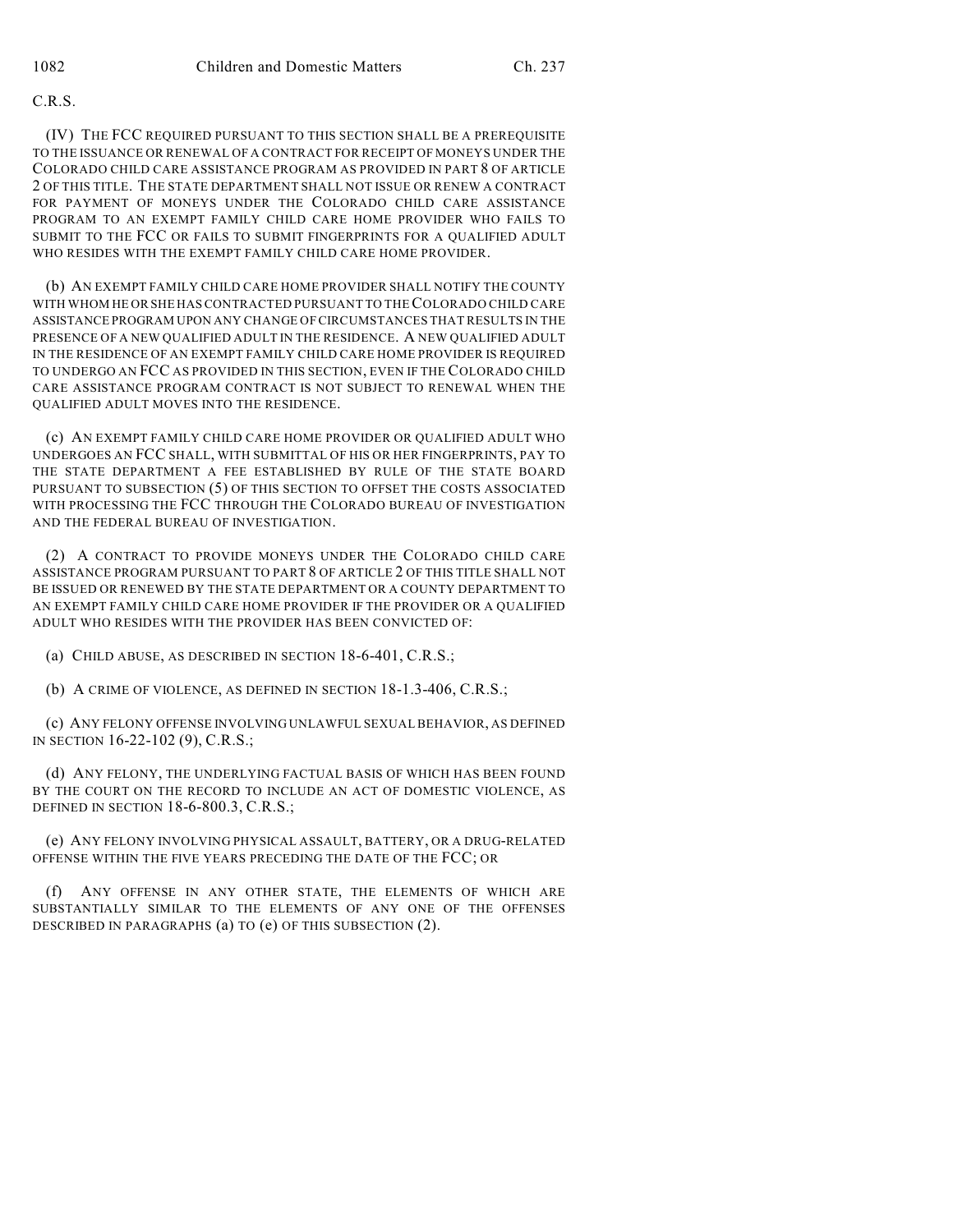C.R.S.

(IV) THE FCC REQUIRED PURSUANT TO THIS SECTION SHALL BE A PREREQUISITE TO THE ISSUANCE OR RENEWAL OF A CONTRACT FOR RECEIPT OF MONEYS UNDER THE COLORADO CHILD CARE ASSISTANCE PROGRAM AS PROVIDED IN PART 8 OF ARTICLE 2 OF THIS TITLE. THE STATE DEPARTMENT SHALL NOT ISSUE OR RENEW A CONTRACT FOR PAYMENT OF MONEYS UNDER THE COLORADO CHILD CARE ASSISTANCE PROGRAM TO AN EXEMPT FAMILY CHILD CARE HOME PROVIDER WHO FAILS TO SUBMIT TO THE FCC OR FAILS TO SUBMIT FINGERPRINTS FOR A QUALIFIED ADULT WHO RESIDES WITH THE EXEMPT FAMILY CHILD CARE HOME PROVIDER.

(b) AN EXEMPT FAMILY CHILD CARE HOME PROVIDER SHALL NOTIFY THE COUNTY WITH WHOM HE OR SHE HAS CONTRACTED PURSUANT TO THE COLORADO CHILD CARE ASSISTANCE PROGRAM UPON ANY CHANGE OF CIRCUMSTANCES THAT RESULTS IN THE PRESENCE OF A NEW QUALIFIED ADULT IN THE RESIDENCE. A NEW QUALIFIED ADULT IN THE RESIDENCE OF AN EXEMPT FAMILY CHILD CARE HOME PROVIDER IS REQUIRED TO UNDERGO AN FCC AS PROVIDED IN THIS SECTION, EVEN IF THE COLORADO CHILD CARE ASSISTANCE PROGRAM CONTRACT IS NOT SUBJECT TO RENEWAL WHEN THE QUALIFIED ADULT MOVES INTO THE RESIDENCE.

(c) AN EXEMPT FAMILY CHILD CARE HOME PROVIDER OR QUALIFIED ADULT WHO UNDERGOES AN FCC SHALL, WITH SUBMITTAL OF HIS OR HER FINGERPRINTS, PAY TO THE STATE DEPARTMENT A FEE ESTABLISHED BY RULE OF THE STATE BOARD PURSUANT TO SUBSECTION (5) OF THIS SECTION TO OFFSET THE COSTS ASSOCIATED WITH PROCESSING THE FCC THROUGH THE COLORADO BUREAU OF INVESTIGATION AND THE FEDERAL BUREAU OF INVESTIGATION.

(2) A CONTRACT TO PROVIDE MONEYS UNDER THE COLORADO CHILD CARE ASSISTANCE PROGRAM PURSUANT TO PART 8 OF ARTICLE 2 OF THIS TITLE SHALL NOT BE ISSUED OR RENEWED BY THE STATE DEPARTMENT OR A COUNTY DEPARTMENT TO AN EXEMPT FAMILY CHILD CARE HOME PROVIDER IF THE PROVIDER OR A QUALIFIED ADULT WHO RESIDES WITH THE PROVIDER HAS BEEN CONVICTED OF:

(a) CHILD ABUSE, AS DESCRIBED IN SECTION 18-6-401, C.R.S.;

(b) A CRIME OF VIOLENCE, AS DEFINED IN SECTION 18-1.3-406, C.R.S.;

(c) ANY FELONY OFFENSE INVOLVING UNLAWFUL SEXUAL BEHAVIOR, AS DEFINED IN SECTION 16-22-102 (9), C.R.S.;

(d) ANY FELONY, THE UNDERLYING FACTUAL BASIS OF WHICH HAS BEEN FOUND BY THE COURT ON THE RECORD TO INCLUDE AN ACT OF DOMESTIC VIOLENCE, AS DEFINED IN SECTION 18-6-800.3, C.R.S.;

(e) ANY FELONY INVOLVING PHYSICAL ASSAULT, BATTERY, OR A DRUG-RELATED OFFENSE WITHIN THE FIVE YEARS PRECEDING THE DATE OF THE FCC; OR

(f) ANY OFFENSE IN ANY OTHER STATE, THE ELEMENTS OF WHICH ARE SUBSTANTIALLY SIMILAR TO THE ELEMENTS OF ANY ONE OF THE OFFENSES DESCRIBED IN PARAGRAPHS (a) TO (e) OF THIS SUBSECTION (2).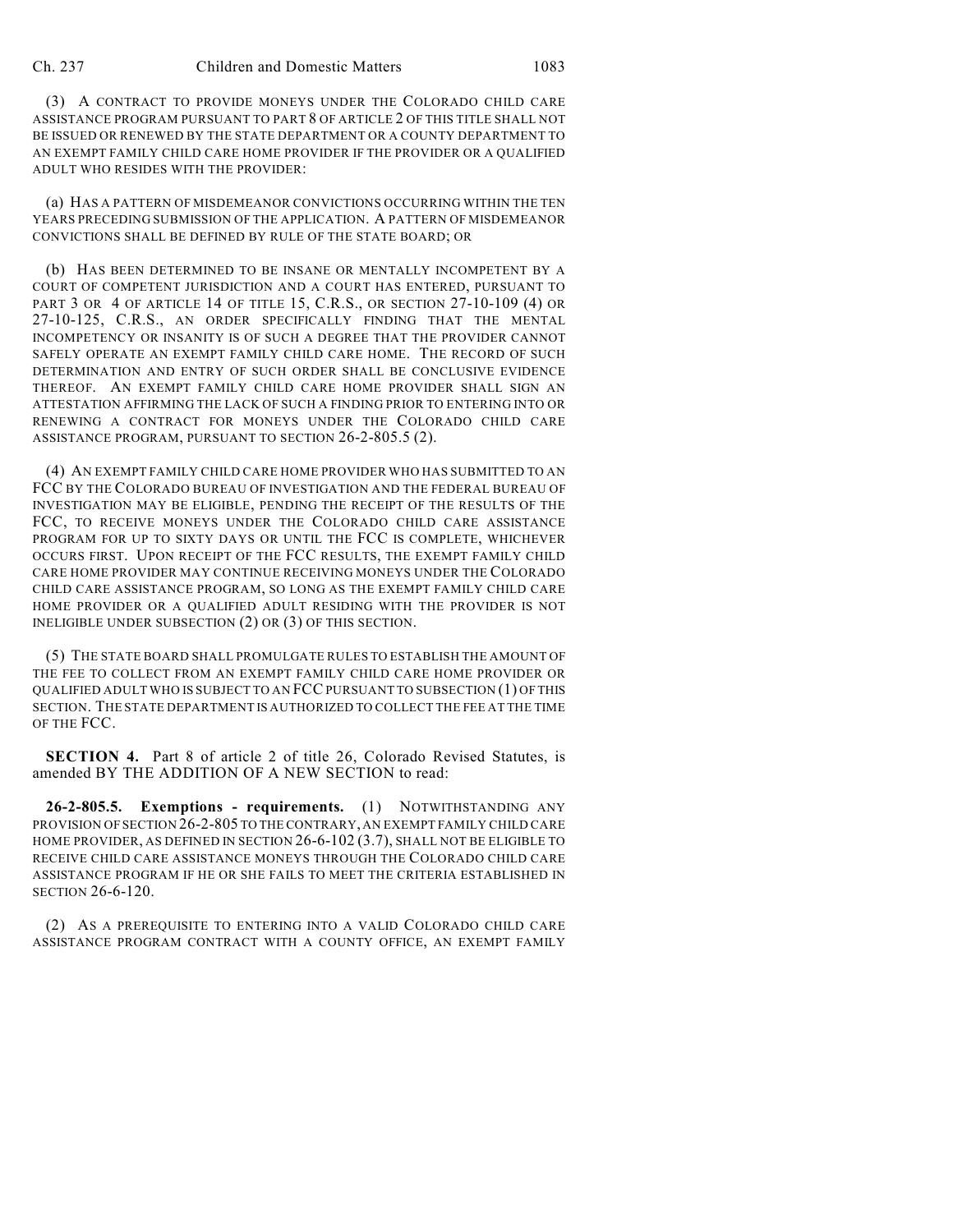(3) A CONTRACT TO PROVIDE MONEYS UNDER THE COLORADO CHILD CARE ASSISTANCE PROGRAM PURSUANT TO PART 8 OF ARTICLE 2 OF THIS TITLE SHALL NOT BE ISSUED OR RENEWED BY THE STATE DEPARTMENT OR A COUNTY DEPARTMENT TO AN EXEMPT FAMILY CHILD CARE HOME PROVIDER IF THE PROVIDER OR A QUALIFIED ADULT WHO RESIDES WITH THE PROVIDER:

(a) HAS A PATTERN OF MISDEMEANOR CONVICTIONS OCCURRING WITHIN THE TEN YEARS PRECEDING SUBMISSION OF THE APPLICATION. A PATTERN OF MISDEMEANOR CONVICTIONS SHALL BE DEFINED BY RULE OF THE STATE BOARD; OR

(b) HAS BEEN DETERMINED TO BE INSANE OR MENTALLY INCOMPETENT BY A COURT OF COMPETENT JURISDICTION AND A COURT HAS ENTERED, PURSUANT TO PART 3 OR 4 OF ARTICLE 14 OF TITLE 15, C.R.S., OR SECTION 27-10-109 (4) OR 27-10-125, C.R.S., AN ORDER SPECIFICALLY FINDING THAT THE MENTAL INCOMPETENCY OR INSANITY IS OF SUCH A DEGREE THAT THE PROVIDER CANNOT SAFELY OPERATE AN EXEMPT FAMILY CHILD CARE HOME. THE RECORD OF SUCH DETERMINATION AND ENTRY OF SUCH ORDER SHALL BE CONCLUSIVE EVIDENCE THEREOF. AN EXEMPT FAMILY CHILD CARE HOME PROVIDER SHALL SIGN AN ATTESTATION AFFIRMING THE LACK OF SUCH A FINDING PRIOR TO ENTERING INTO OR RENEWING A CONTRACT FOR MONEYS UNDER THE COLORADO CHILD CARE ASSISTANCE PROGRAM, PURSUANT TO SECTION 26-2-805.5 (2).

(4) AN EXEMPT FAMILY CHILD CARE HOME PROVIDER WHO HAS SUBMITTED TO AN FCC BY THE COLORADO BUREAU OF INVESTIGATION AND THE FEDERAL BUREAU OF INVESTIGATION MAY BE ELIGIBLE, PENDING THE RECEIPT OF THE RESULTS OF THE FCC, TO RECEIVE MONEYS UNDER THE COLORADO CHILD CARE ASSISTANCE PROGRAM FOR UP TO SIXTY DAYS OR UNTIL THE FCC IS COMPLETE, WHICHEVER OCCURS FIRST. UPON RECEIPT OF THE FCC RESULTS, THE EXEMPT FAMILY CHILD CARE HOME PROVIDER MAY CONTINUE RECEIVING MONEYS UNDER THE COLORADO CHILD CARE ASSISTANCE PROGRAM, SO LONG AS THE EXEMPT FAMILY CHILD CARE HOME PROVIDER OR A QUALIFIED ADULT RESIDING WITH THE PROVIDER IS NOT INELIGIBLE UNDER SUBSECTION (2) OR (3) OF THIS SECTION.

(5) THE STATE BOARD SHALL PROMULGATE RULES TO ESTABLISH THE AMOUNT OF THE FEE TO COLLECT FROM AN EXEMPT FAMILY CHILD CARE HOME PROVIDER OR QUALIFIED ADULT WHO IS SUBJECT TO AN FCC PURSUANT TO SUBSECTION (1) OF THIS SECTION. THE STATE DEPARTMENT IS AUTHORIZED TO COLLECT THE FEE AT THE TIME OF THE FCC.

**SECTION 4.** Part 8 of article 2 of title 26, Colorado Revised Statutes, is amended BY THE ADDITION OF A NEW SECTION to read:

**26-2-805.5. Exemptions - requirements.** (1) NOTWITHSTANDING ANY PROVISION OF SECTION 26-2-805 TO THE CONTRARY, AN EXEMPT FAMILY CHILD CARE HOME PROVIDER, AS DEFINED IN SECTION 26-6-102 (3.7), SHALL NOT BE ELIGIBLE TO RECEIVE CHILD CARE ASSISTANCE MONEYS THROUGH THE COLORADO CHILD CARE ASSISTANCE PROGRAM IF HE OR SHE FAILS TO MEET THE CRITERIA ESTABLISHED IN SECTION 26-6-120.

(2) AS A PREREQUISITE TO ENTERING INTO A VALID COLORADO CHILD CARE ASSISTANCE PROGRAM CONTRACT WITH A COUNTY OFFICE, AN EXEMPT FAMILY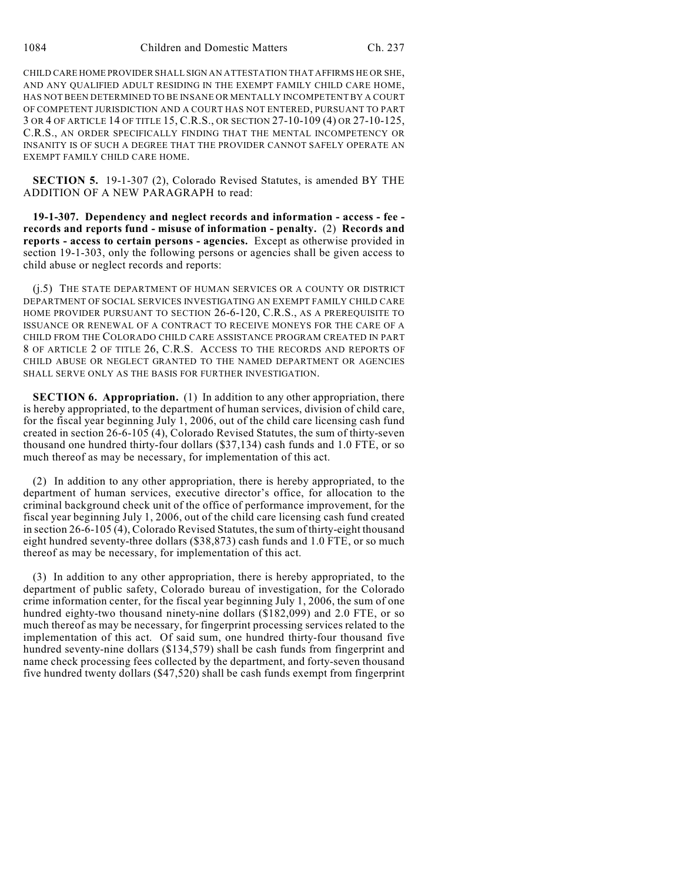CHILD CARE HOME PROVIDER SHALL SIGN AN ATTESTATION THAT AFFIRMS HE OR SHE, AND ANY QUALIFIED ADULT RESIDING IN THE EXEMPT FAMILY CHILD CARE HOME, HAS NOT BEEN DETERMINED TO BE INSANE OR MENTALLY INCOMPETENT BY A COURT OF COMPETENT JURISDICTION AND A COURT HAS NOT ENTERED, PURSUANT TO PART 3 OR 4 OF ARTICLE 14 OF TITLE 15, C.R.S., OR SECTION 27-10-109 (4) OR 27-10-125, C.R.S., AN ORDER SPECIFICALLY FINDING THAT THE MENTAL INCOMPETENCY OR INSANITY IS OF SUCH A DEGREE THAT THE PROVIDER CANNOT SAFELY OPERATE AN EXEMPT FAMILY CHILD CARE HOME.

**SECTION 5.** 19-1-307 (2), Colorado Revised Statutes, is amended BY THE ADDITION OF A NEW PARAGRAPH to read:

**19-1-307. Dependency and neglect records and information - access - fee - records and reports fund - misuse of information - penalty.** (2) **Records and reports - access to certain persons - agencies.** Except as otherwise provided in section 19-1-303, only the following persons or agencies shall be given access to child abuse or neglect records and reports:

(j.5) THE STATE DEPARTMENT OF HUMAN SERVICES OR A COUNTY OR DISTRICT DEPARTMENT OF SOCIAL SERVICES INVESTIGATING AN EXEMPT FAMILY CHILD CARE HOME PROVIDER PURSUANT TO SECTION 26-6-120, C.R.S., AS A PREREQUISITE TO ISSUANCE OR RENEWAL OF A CONTRACT TO RECEIVE MONEYS FOR THE CARE OF A CHILD FROM THE COLORADO CHILD CARE ASSISTANCE PROGRAM CREATED IN PART 8 OF ARTICLE 2 OF TITLE 26, C.R.S. ACCESS TO THE RECORDS AND REPORTS OF CHILD ABUSE OR NEGLECT GRANTED TO THE NAMED DEPARTMENT OR AGENCIES SHALL SERVE ONLY AS THE BASIS FOR FURTHER INVESTIGATION.

**SECTION 6. Appropriation.** (1) In addition to any other appropriation, there is hereby appropriated, to the department of human services, division of child care, for the fiscal year beginning July 1, 2006, out of the child care licensing cash fund created in section 26-6-105 (4), Colorado Revised Statutes, the sum of thirty-seven thousand one hundred thirty-four dollars ($37,134) cash funds and 1.0 FTE, or so much thereof as may be necessary, for implementation of this act.

(2) In addition to any other appropriation, there is hereby appropriated, to the department of human services, executive director's office, for allocation to the criminal background check unit of the office of performance improvement, for the fiscal year beginning July 1, 2006, out of the child care licensing cash fund created in section 26-6-105 (4), Colorado Revised Statutes, the sum of thirty-eight thousand eight hundred seventy-three dollars ($38,873) cash funds and 1.0 FTE, or so much thereof as may be necessary, for implementation of this act.

(3) In addition to any other appropriation, there is hereby appropriated, to the department of public safety, Colorado bureau of investigation, for the Colorado crime information center, for the fiscal year beginning July 1, 2006, the sum of one hundred eighty-two thousand ninety-nine dollars ($182,099) and 2.0 FTE, or so much thereof as may be necessary, for fingerprint processing services related to the implementation of this act. Of said sum, one hundred thirty-four thousand five hundred seventy-nine dollars ($134,579) shall be cash funds from fingerprint and name check processing fees collected by the department, and forty-seven thousand five hundred twenty dollars ($47,520) shall be cash funds exempt from fingerprint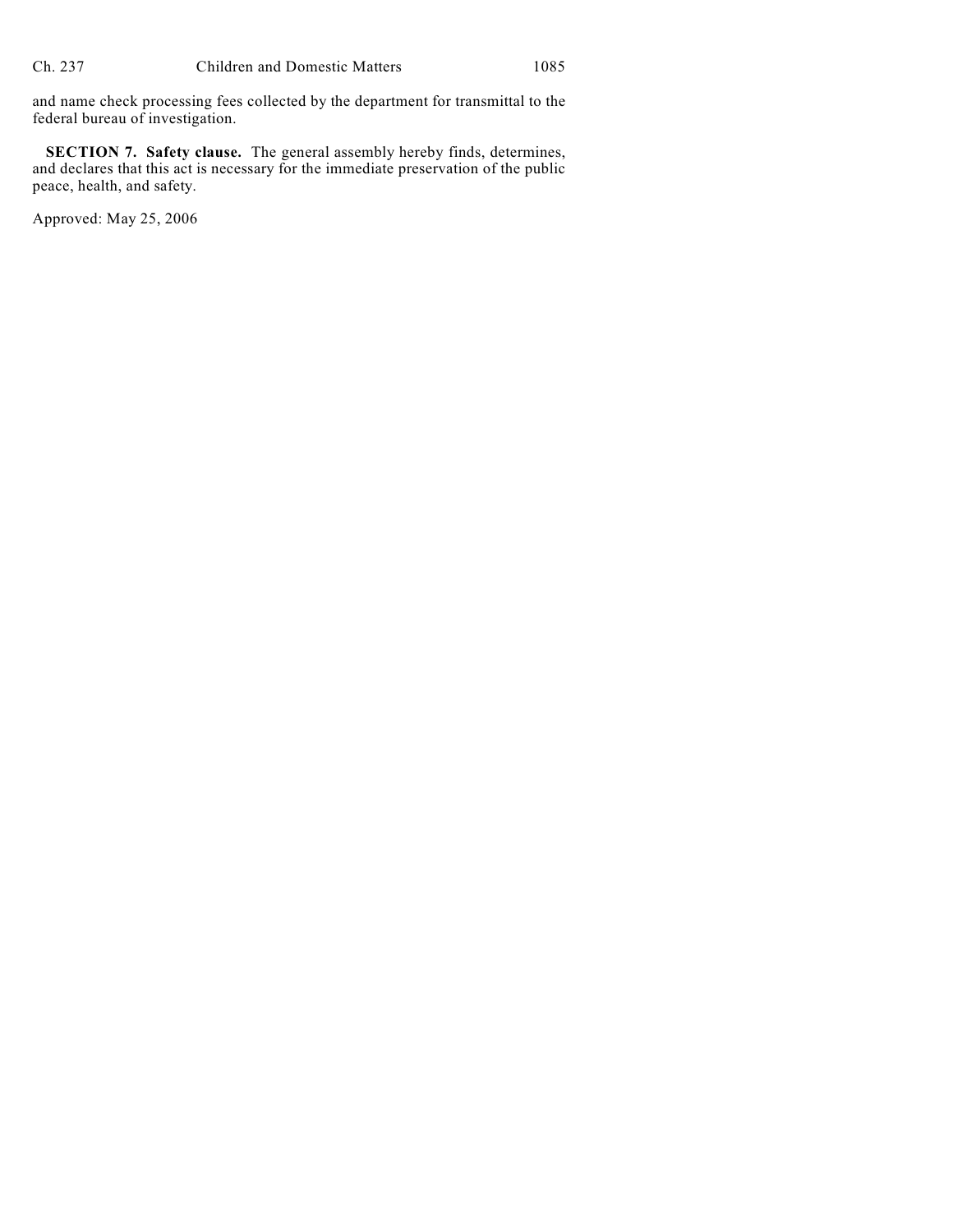and name check processing fees collected by the department for transmittal to the federal bureau of investigation.

**SECTION 7. Safety clause.** The general assembly hereby finds, determines, and declares that this act is necessary for the immediate preservation of the public peace, health, and safety.

Approved: May 25, 2006